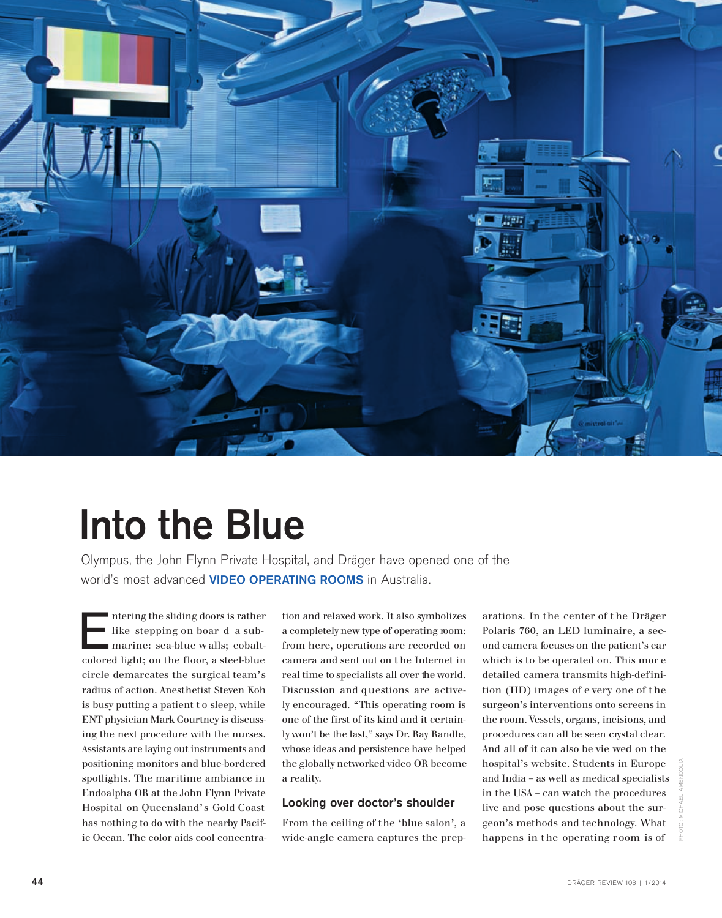# Into the Blue

Olympus, the John Flynn Private Hospital, and Dräger have opened one of the world's most advanced **VIDEO OPERATING ROOMS** in Australia.

Entering the sliding doors is rather like stepping on board a submarine: sea-blue walls; cobalt-colored light; on the floor, a steel-blue circle demarcates the surgical team's radius of action. Anesthetist Steven Koh is busy putting a patient to sleep, while ENT physician Mark Courtney is discussing the next procedure with the nurses. Assistants are laying out instruments and positioning monitors and blue-bordered spotlights. The maritime ambiance in Endoalpha OR at the John Flynn Private Hospital on Queensland's Gold Coast has nothing to do with the nearby Pacific Ocean. The color aids cool concentration and relaxed work. It also symbolizes a completely new type of operating room: from here, operations are recorded on camera and sent out on the Internet in real time to specialists all over the world. Discussion and questions are actively encouraged. "This operating room is one of the first of its kind and it certainly won't be the last," says Dr. Ray Randle, whose ideas and persistence have helped the globally networked video OR become a reality.

## Looking over doctor's shoulder

From the ceiling of the 'blue salon', a wide-angle camera captures the preparations. In the center of the Dräger Polaris 760, an LED luminaire, a second camera focuses on the patient's ear which is to be operated on. This more detailed camera transmits high-definition (HD) images of every one of the surgeon's interventions onto screens in the room. Vessels, organs, incisions, and procedures can all be seen crystal clear. And all of it can also be viewed on the hospital's website. Students in Europe and India – as well as medical specialists in the USA – can watch the procedures live and pose questions about the surgeon's methods and technology. What happens in the operating room is of

PHOTO: MICHAEL AMENDOLIA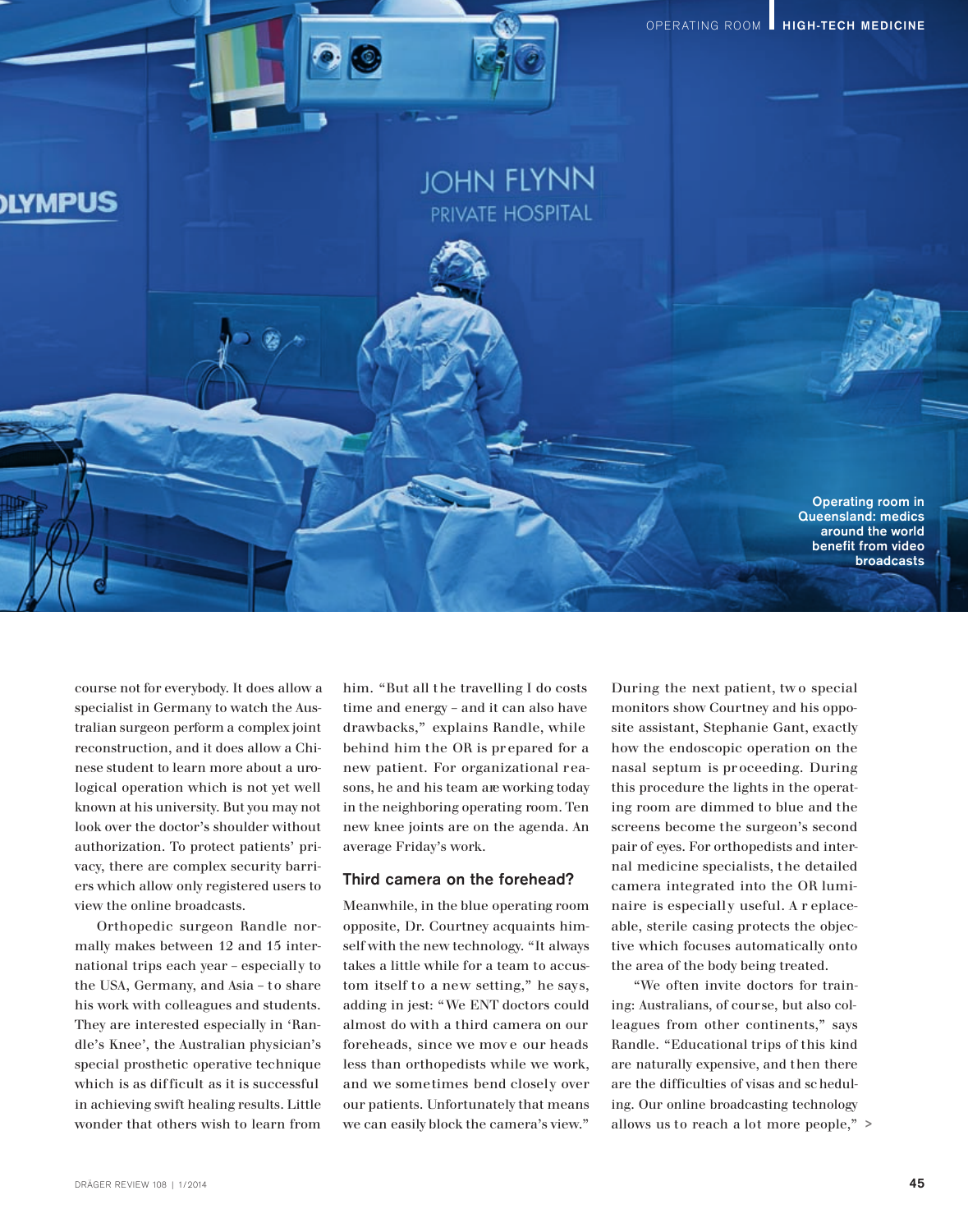Operating room in Queensland: medics around the world benefit from video broadcasts

course not for everybody. It does allow a specialist in Germany to watch the Australian surgeon perform a complex joint reconstruction, and it does allow a Chinese student to learn more about a urological operation which is not yet well known at his university. But you may not look over the doctor's shoulder without authorization. To protect patients' privacy, there are complex security barriers which allow only registered users to view the online broadcasts.

Orthopedic surgeon Randle normally makes between 12 and 15 international trips each year – especially to the USA, Germany, and Asia – to share his work with colleagues and students. They are interested especially in 'Randle's Knee', the Australian physician's special prosthetic operative technique which is as difficult as it is successful in achieving swift healing results. Little wonder that others wish to learn from him. "But all the travelling I do costs time and energy – and it can also have drawbacks," explains Randle, while behind him the OR is prepared for a new patient. For organizational reasons, he and his team are working today in the neighboring operating room. Ten new knee joints are on the agenda. An average Friday's work.

### Third camera on the forehead?

Meanwhile, in the blue operating room opposite, Dr. Courtney acquaints himself with the new technology. "It always takes a little while for a team to accustom itself to a new setting," he says, adding in jest: "We ENT doctors could almost do with a third camera on our foreheads, since we move our heads less than orthopedists while we work, and we sometimes bend closely over our patients. Unfortunately that means we can easily block the camera's view." During the next patient, two special monitors show Courtney and his opposite assistant, Stephanie Gant, exactly how the endoscopic operation on the nasal septum is proceeding. During this procedure the lights in the operating room are dimmed to blue and the screens become the surgeon's second pair of eyes. For orthopedists and internal medicine specialists, the detailed camera integrated into the OR luminaire is especially useful. A replaceable, sterile casing protects the objective which focuses automatically onto the area of the body being treated.

"We often invite doctors for training: Australians, of course, but also colleagues from other continents," says Randle. "Educational trips of this kind are naturally expensive, and then there are the difficulties of visas and scheduling. Our online broadcasting technology allows us to reach a lot more people," >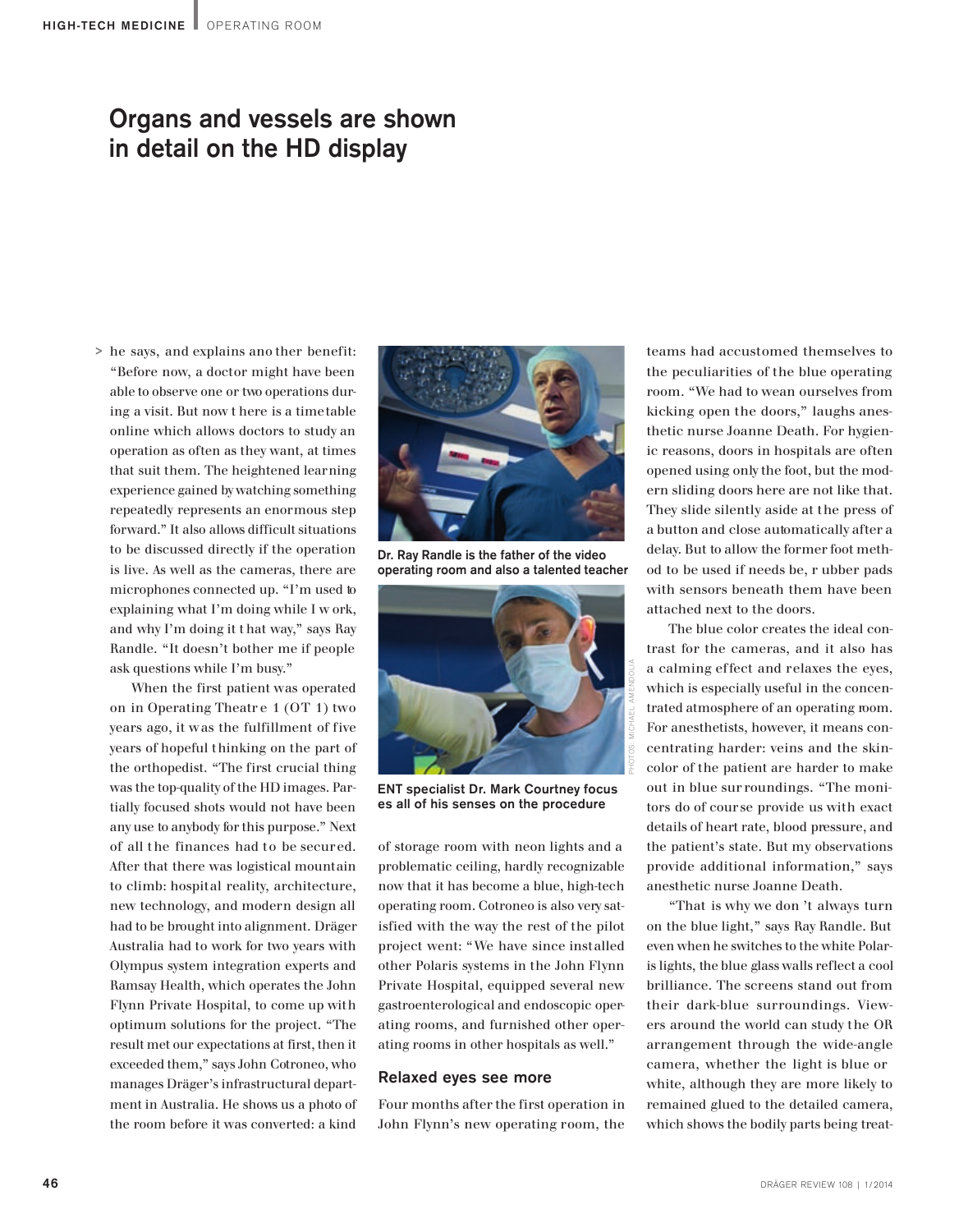## Organs and vessels are shown in detail on the HD display

> he says, and explains another benefit: "Before now, a doctor might have been able to observe one or two operations during a visit. But now there is a timetable online which allows doctors to study an operation as often as they want, at times that suit them. The heightened learning experience gained by watching something repeatedly represents an enormous step forward." It also allows difficult situations to be discussed directly if the operation is live. As well as the cameras, there are microphones connected up. "I'm used to explaining what I'm doing while I work, and why I'm doing it that way," says Ray Randle. "It doesn't bother me if people ask questions while I'm busy."

When the first patient was operated on in Operating Theatre 1 (OT 1) two years ago, it was the fulfillment of five years of hopeful thinking on the part of the orthopedist. "The first crucial thing was the top-quality of the HD images. Partially focused shots would not have been any use to anybody for this purpose." Next of all the finances had to be secured. After that there was logistical mountain to climb: hospital reality, architecture, new technology, and modern design all had to be brought into alignment. Dräger Australia had to work for two years with Olympus system integration experts and Ramsay Health, which operates the John Flynn Private Hospital, to come up with optimum solutions for the project. "The result met our expectations at first, then it exceeded them," says John Cotroneo, who manages Dräger's infrastructural department in Australia. He shows us a photo of the room before it was converted: a kind of storage room with neon lights and a problematic ceiling, hardly recognizable now that it has become a blue, high-tech operating room. Cotroneo is also very satisfied with the way the rest of the pilot project went: "We have since installed other Polaris systems in the John Flynn Private Hospital, equipped several new gastroenterological and endoscopic operating rooms, and furnished other operating rooms in other hospitals as well."

Dr. Ray Randle is the father of the video operating room and also a talented teacher

ENT specialist Dr. Mark Courtney focuses all of his senses on the procedure

PHOTOS: MICHAEL AMENDOLIA

### Relaxed eyes see more

Four months after the first operation in John Flynn's new operating room, the teams had accustomed themselves to the peculiarities of the blue operating room. "We had to wean ourselves from kicking open the doors," laughs anesthetic nurse Joanne Death. For hygienic reasons, doors in hospitals are often opened using only the foot, but the modern sliding doors here are not like that. They slide silently aside at the press of a button and close automatically after a delay. But to allow the former foot method to be used if needs be, rubber pads with sensors beneath them have been attached next to the doors.

The blue color creates the ideal contrast for the cameras, and it also has a calming effect and relaxes the eyes, which is especially useful in the concentrated atmosphere of an operating room. For anesthetists, however, it means concentrating harder: veins and the skin-color of the patient are harder to make out in blue surroundings. "The monitors do of course provide us with exact details of heart rate, blood pressure, and the patient's state. But my observations provide additional information," says anesthetic nurse Joanne Death.

"That is why we don't always turn on the blue light," says Ray Randle. But even when he switches to the white Polaris lights, the blue glass walls reflect a cool brilliance. The screens stand out from their dark-blue surroundings. Viewers around the world can study the OR arrangement through the wide-angle camera, whether the light is blue or white, although they are more likely to remained glued to the detailed camera, which shows the bodily parts being treat-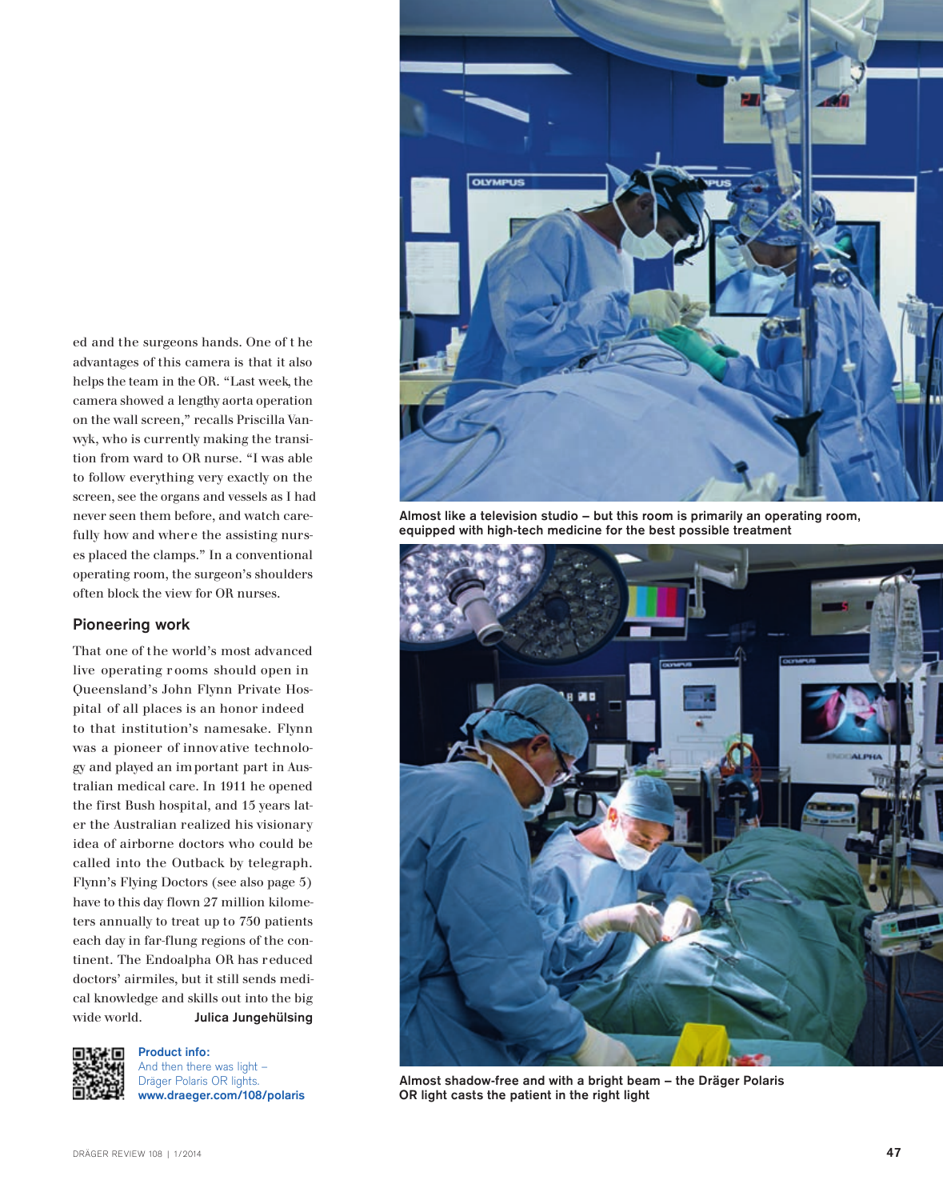ed and the surgeons hands. One of the advantages of this camera is that it also helps the team in the OR. "Last week, the camera showed a lengthy aorta operation on the wall screen," recalls Priscilla Vanwyk, who is currently making the transition from ward to OR nurse. "I was able to follow everything very exactly on the screen, see the organs and vessels as I had never seen them before, and watch carefully how and where the assisting nurses placed the clamps." In a conventional operating room, the surgeon's shoulders often block the view for OR nurses.

## Pioneering work

That one of the world's most advanced live operating rooms should open in Queensland's John Flynn Private Hospital of all places is an honor indeed to that institution's namesake. Flynn was a pioneer of innovative technology and played an important part in Australian medical care. In 1911 he opened the first Bush hospital, and 15 years later the Australian realized his visionary idea of airborne doctors who could be called into the Outback by telegraph. Flynn's Flying Doctors (see also page 5) have to this day flown 27 million kilometers annually to treat up to 750 patients each day in far-flung regions of the continent. The Endoalpha OR has reduced doctors' airmiles, but it still sends medical knowledge and skills out into the big wide world. **Julica Jungehülsing**

**Product info:**
And then there was light – Dräger Polaris OR lights.
**www.draeger.com/108/polaris**

**Almost like a television studio – but this room is primarily an operating room, equipped with high-tech medicine for the best possible treatment**

**Almost shadow-free and with a bright beam – the Dräger Polaris OR light casts the patient in the right light**